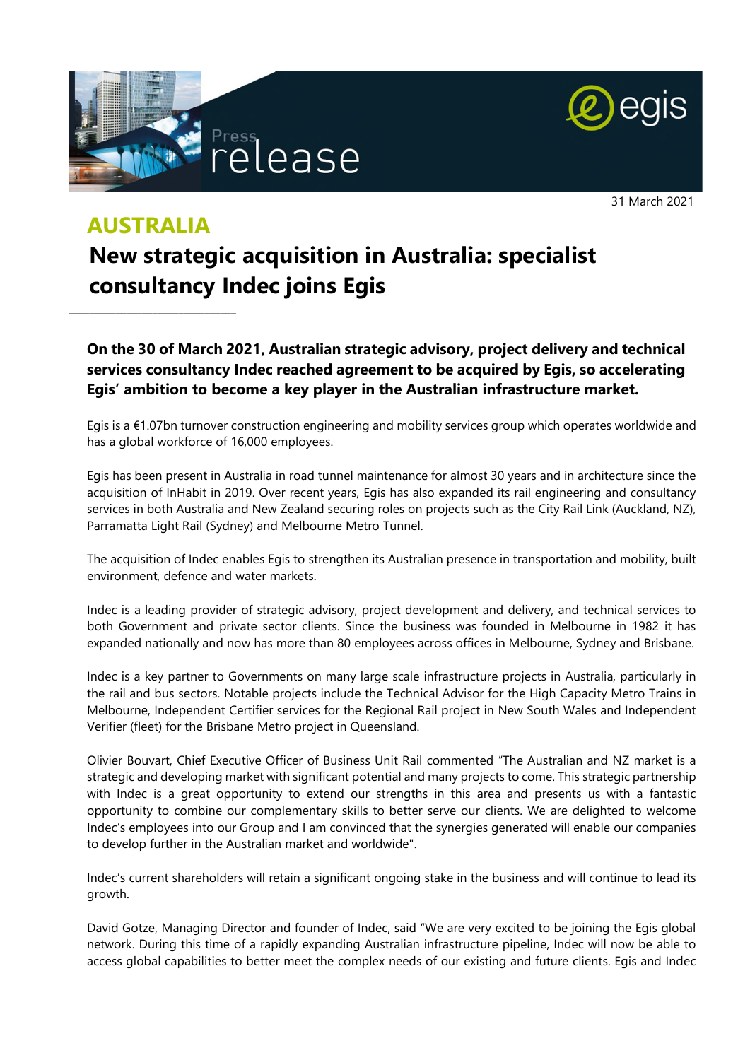Press release

31 March 2021

# AUSTRALIA

## New strategic acquisition in Australia: specialist consultancy Indec joins Egis

**On the 30 of March 2021, Australian strategic advisory, project delivery and technical services consultancy Indec reached agreement to be acquired by Egis, so accelerating Egis' ambition to become a key player in the Australian infrastructure market.**

Egis is a €1.07bn turnover construction engineering and mobility services group which operates worldwide and has a global workforce of 16,000 employees.

Egis has been present in Australia in road tunnel maintenance for almost 30 years and in architecture since the acquisition of InHabit in 2019. Over recent years, Egis has also expanded its rail engineering and consultancy services in both Australia and New Zealand securing roles on projects such as the City Rail Link (Auckland, NZ), Parramatta Light Rail (Sydney) and Melbourne Metro Tunnel.

The acquisition of Indec enables Egis to strengthen its Australian presence in transportation and mobility, built environment, defence and water markets.

Indec is a leading provider of strategic advisory, project development and delivery, and technical services to both Government and private sector clients. Since the business was founded in Melbourne in 1982 it has expanded nationally and now has more than 80 employees across offices in Melbourne, Sydney and Brisbane.

Indec is a key partner to Governments on many large scale infrastructure projects in Australia, particularly in the rail and bus sectors. Notable projects include the Technical Advisor for the High Capacity Metro Trains in Melbourne, Independent Certifier services for the Regional Rail project in New South Wales and Independent Verifier (fleet) for the Brisbane Metro project in Queensland.

Olivier Bouvart, Chief Executive Officer of Business Unit Rail commented "The Australian and NZ market is a strategic and developing market with significant potential and many projects to come. This strategic partnership with Indec is a great opportunity to extend our strengths in this area and presents us with a fantastic opportunity to combine our complementary skills to better serve our clients. We are delighted to welcome Indec's employees into our Group and I am convinced that the synergies generated will enable our companies to develop further in the Australian market and worldwide".

Indec's current shareholders will retain a significant ongoing stake in the business and will continue to lead its growth.

David Gotze, Managing Director and founder of Indec, said "We are very excited to be joining the Egis global network. During this time of a rapidly expanding Australian infrastructure pipeline, Indec will now be able to access global capabilities to better meet the complex needs of our existing and future clients. Egis and Indec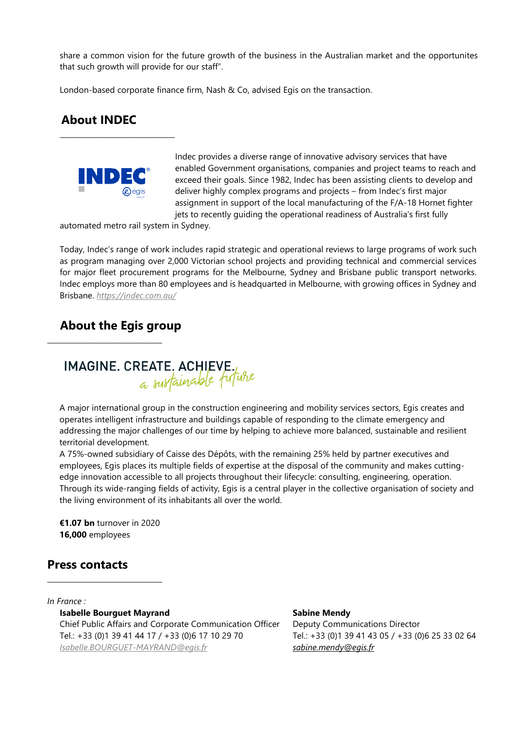share a common vision for the future growth of the business in the Australian market and the opportunites that such growth will provide for our staff".

London-based corporate finance firm, Nash & Co, advised Egis on the transaction.

## About INDEC

Indec provides a diverse range of innovative advisory services that have enabled Government organisations, companies and project teams to reach and exceed their goals. Since 1982, Indec has been assisting clients to develop and deliver highly complex programs and projects – from Indec's first major assignment in support of the local manufacturing of the F/A-18 Hornet fighter jets to recently guiding the operational readiness of Australia's first fully automated metro rail system in Sydney.

Today, Indec's range of work includes rapid strategic and operational reviews to large programs of work such as program managing over 2,000 Victorian school projects and providing technical and commercial services for major fleet procurement programs for the Melbourne, Sydney and Brisbane public transport networks. Indec employs more than 80 employees and is headquarted in Melbourne, with growing offices in Sydney and Brisbane. *https://indec.com.au/*

## About the Egis group

IMAGINE. CREATE. ACHIEVE. *a sustainable future*

A major international group in the construction engineering and mobility services sectors, Egis creates and operates intelligent infrastructure and buildings capable of responding to the climate emergency and addressing the major challenges of our time by helping to achieve more balanced, sustainable and resilient territorial development.

A 75%-owned subsidiary of Caisse des Dépôts, with the remaining 25% held by partner executives and employees, Egis places its multiple fields of expertise at the disposal of the community and makes cutting-edge innovation accessible to all projects throughout their lifecycle: consulting, engineering, operation. Through its wide-ranging fields of activity, Egis is a central player in the collective organisation of society and the living environment of its inhabitants all over the world.

**€1.07 bn** turnover in 2020
**16,000** employees

## Press contacts

*In France :*

**Isabelle Bourguet Mayrand**
Chief Public Affairs and Corporate Communication Officer
Tel.: +33 (0)1 39 41 44 17 / +33 (0)6 17 10 29 70
*Isabelle.BOURGUET-MAYRAND@egis.fr*

**Sabine Mendy**
Deputy Communications Director
Tel.: +33 (0)1 39 41 43 05 / +33 (0)6 25 33 02 64
*sabine.mendy@egis.fr*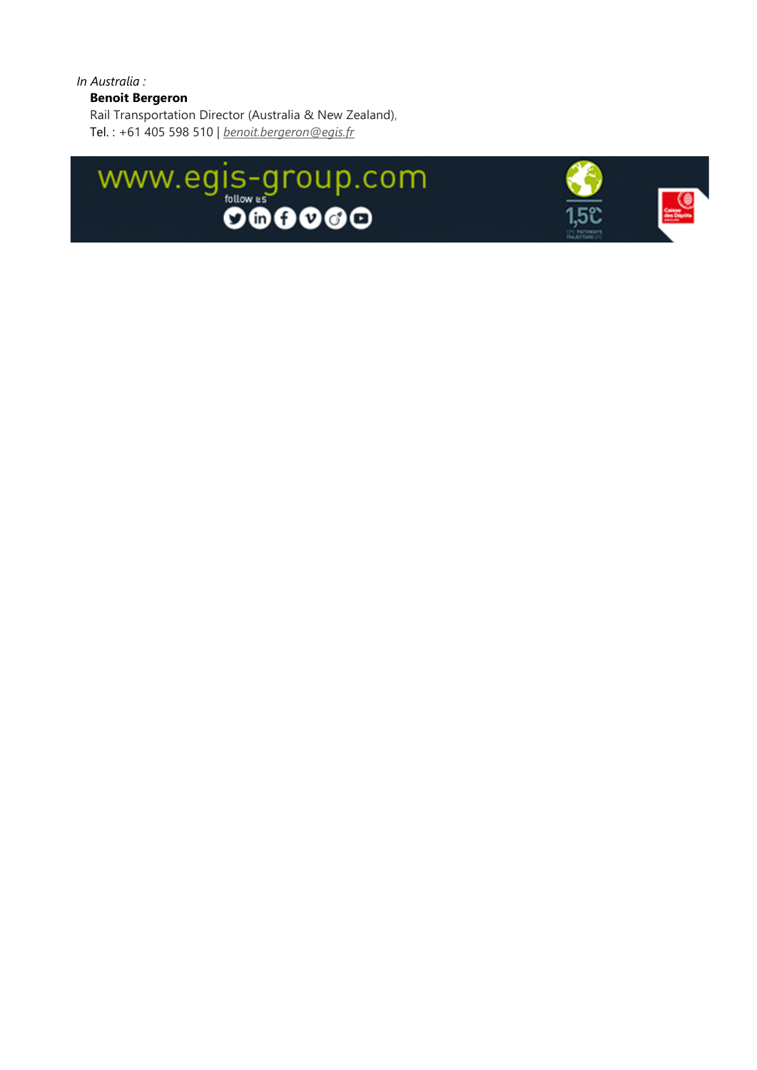*In Australia :*

**Benoit Bergeron**
Rail Transportation Director (Australia & New Zealand),
Tel. : +61 405 598 510 | *benoit.bergeron@egis.fr*

www.egis-group.com

follow us